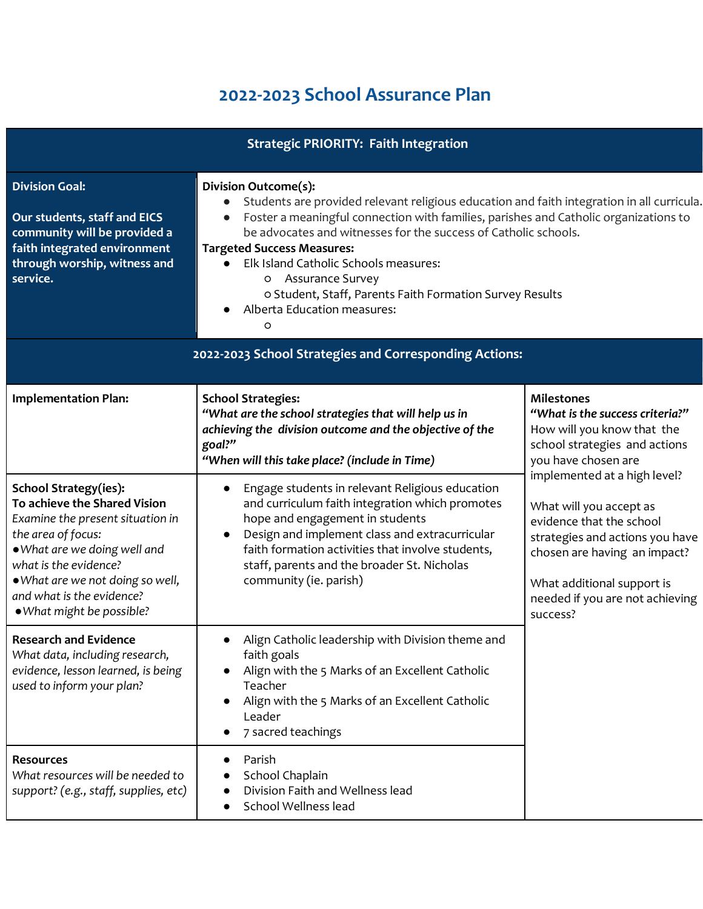# 2022-2023 School Assurance Plan

| Strategic PRIORITY: Faith Integration | |
|---|---|
| **Division Goal:**<br><br>**Our students, staff and EICS community will be provided a faith integrated environment through worship, witness and service.** | **Division Outcome(s):**<br>● Students are provided relevant religious education and faith integration in all curricula.<br>● Foster a meaningful connection with families, parishes and Catholic organizations to be advocates and witnesses for the success of Catholic schools.<br>**Targeted Success Measures:**<br>● Elk Island Catholic Schools measures:<br>○ Assurance Survey<br>○ Student, Staff, Parents Faith Formation Survey Results<br>● Alberta Education measures:<br>○ |

| 2022-2023 School Strategies and Corresponding Actions: | | |
|---|---|---|
| **Implementation Plan:** | **School Strategies:**<br>***"What are the school strategies that will help us in achieving the division outcome and the objective of the goal?"***<br>***"When will this take place? (include in Time)*** | **Milestones**<br>***"What is the success criteria?"***<br>How will you know that the school strategies and actions you have chosen are implemented at a high level?<br><br>What will you accept as evidence that the school strategies and actions you have chosen are having an impact?<br><br>What additional support is needed if you are not achieving success? |
| **School Strategy(ies):**<br>**To achieve the Shared Vision**<br>*Examine the present situation in the area of focus:*<br>*●What are we doing well and what is the evidence?*<br>*●What are we not doing so well, and what is the evidence?*<br>*●What might be possible?* | ● Engage students in relevant Religious education and curriculum faith integration which promotes hope and engagement in students<br>● Design and implement class and extracurricular faith formation activities that involve students, staff, parents and the broader St. Nicholas community (ie. parish) | |
| **Research and Evidence**<br>*What data, including research, evidence, lesson learned, is being used to inform your plan?* | ● Align Catholic leadership with Division theme and faith goals<br>● Align with the 5 Marks of an Excellent Catholic Teacher<br>● Align with the 5 Marks of an Excellent Catholic Leader<br>● 7 sacred teachings | |
| **Resources**<br>*What resources will be needed to support? (e.g., staff, supplies, etc)* | ● Parish<br>● School Chaplain<br>● Division Faith and Wellness lead<br>● School Wellness lead | |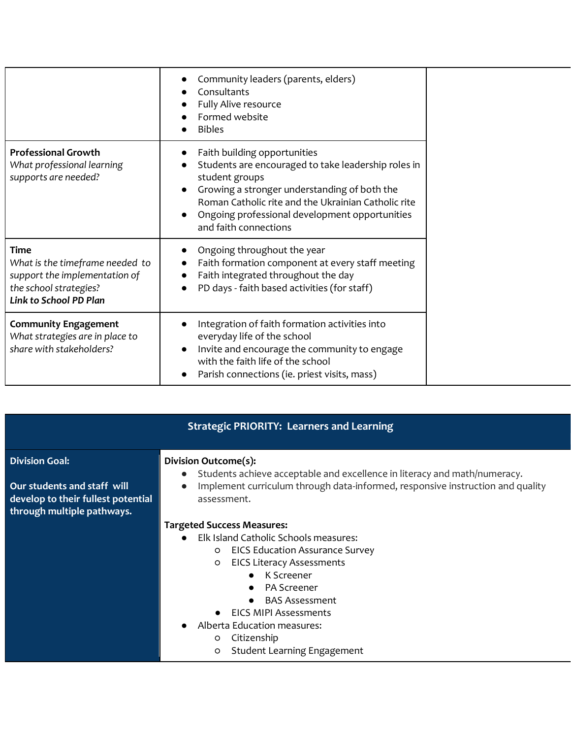| | |
|---|---|
| | • Community leaders (parents, elders)<br>• Consultants<br>• Fully Alive resource<br>• Formed website<br>• Bibles |
| **Professional Growth**<br>*What professional learning supports are needed?* | • Faith building opportunities<br>• Students are encouraged to take leadership roles in student groups<br>• Growing a stronger understanding of both the Roman Catholic rite and the Ukrainian Catholic rite<br>• Ongoing professional development opportunities and faith connections |
| **Time**<br>*What is the timeframe needed to support the implementation of the school strategies?*<br>***Link to School PD Plan*** | • Ongoing throughout the year<br>• Faith formation component at every staff meeting<br>• Faith integrated throughout the day<br>• PD days - faith based activities (for staff) |
| **Community Engagement**<br>*What strategies are in place to share with stakeholders?* | • Integration of faith formation activities into everyday life of the school<br>• Invite and encourage the community to engage with the faith life of the school<br>• Parish connections (ie. priest visits, mass) |

| Strategic PRIORITY: Learners and Learning | |
|---|---|
| **Division Goal:**<br><br>**Our students and staff will develop to their fullest potential through multiple pathways.** | **Division Outcome(s):**<br>• Students achieve acceptable and excellence in literacy and math/numeracy.<br>• Implement curriculum through data-informed, responsive instruction and quality assessment.<br><br>**Targeted Success Measures:**<br>• Elk Island Catholic Schools measures:<br>  ○ EICS Education Assurance Survey<br>  ○ EICS Literacy Assessments<br>    ■ K Screener<br>    ■ PA Screener<br>    ■ BAS Assessment<br>  ○ EICS MIPI Assessments<br>• Alberta Education measures:<br>  ○ Citizenship<br>  ○ Student Learning Engagement |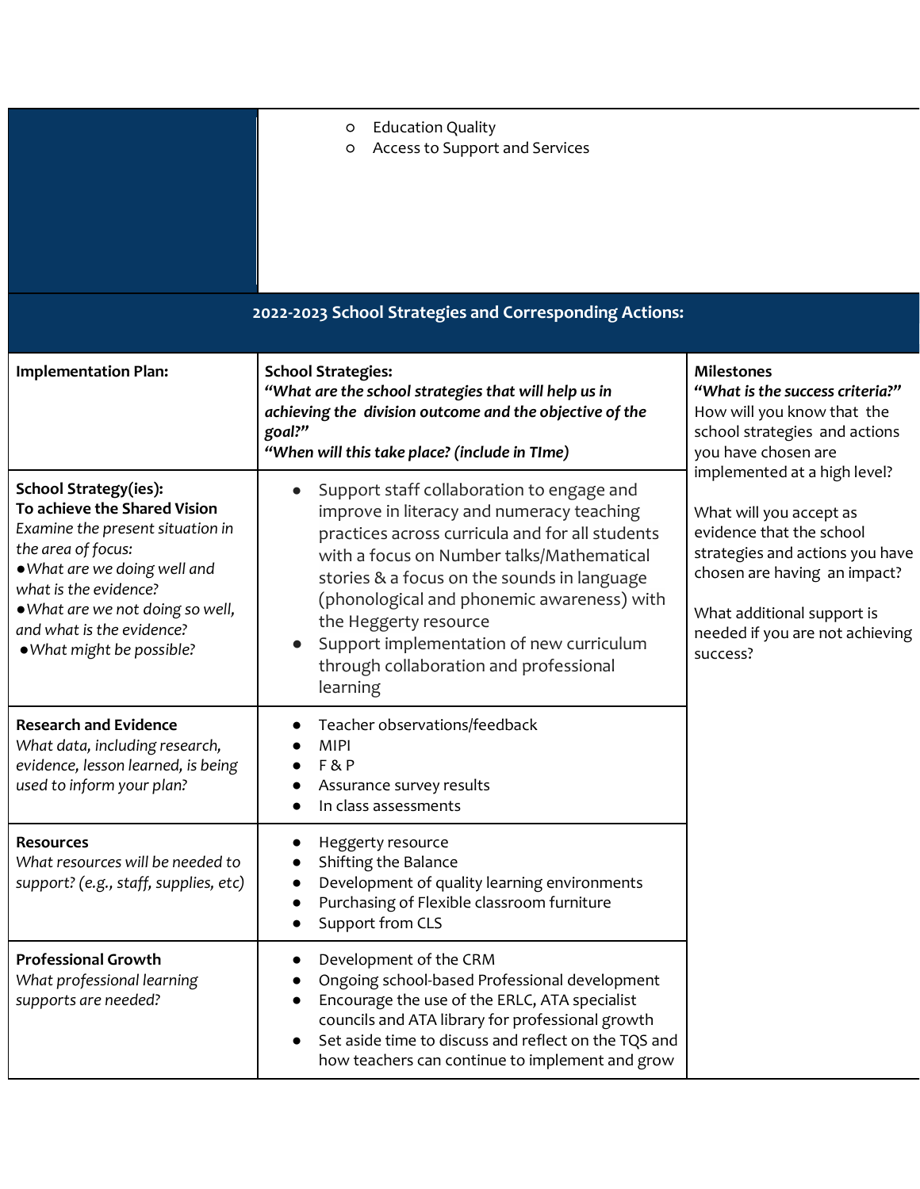- Education Quality
- Access to Support and Services

## 2022-2023 School Strategies and Corresponding Actions:

| Implementation Plan: | School Strategies:<br>***"What are the school strategies that will help us in achieving the division outcome and the objective of the goal?"***<br>***"When will this take place? (include in TIme)*** | **Milestones**<br>***"What is the success criteria?"***<br>How will you know that the school strategies and actions you have chosen are implemented at a high level?<br><br>What will you accept as evidence that the school strategies and actions you have chosen are having an impact?<br><br>What additional support is needed if you are not achieving success? |
|---|---|---|
| **School Strategy(ies):**<br>**To achieve the Shared Vision**<br>*Examine the present situation in the area of focus:*<br>● *What are we doing well and what is the evidence?*<br>● *What are we not doing so well, and what is the evidence?*<br>● *What might be possible?* | ● Support staff collaboration to engage and improve in literacy and numeracy teaching practices across curricula and for all students with a focus on Number talks/Mathematical stories & a focus on the sounds in language (phonological and phonemic awareness) with the Heggerty resource<br>● Support implementation of new curriculum through collaboration and professional learning | |
| **Research and Evidence**<br>*What data, including research, evidence, lesson learned, is being used to inform your plan?* | ● Teacher observations/feedback<br>● MIPI<br>● F & P<br>● Assurance survey results<br>● In class assessments | |
| **Resources**<br>*What resources will be needed to support? (e.g., staff, supplies, etc)* | ● Heggerty resource<br>● Shifting the Balance<br>● Development of quality learning environments<br>● Purchasing of Flexible classroom furniture<br>● Support from CLS | |
| **Professional Growth**<br>*What professional learning supports are needed?* | ● Development of the CRM<br>● Ongoing school-based Professional development<br>● Encourage the use of the ERLC, ATA specialist councils and ATA library for professional growth<br>● Set aside time to discuss and reflect on the TQS and how teachers can continue to implement and grow | |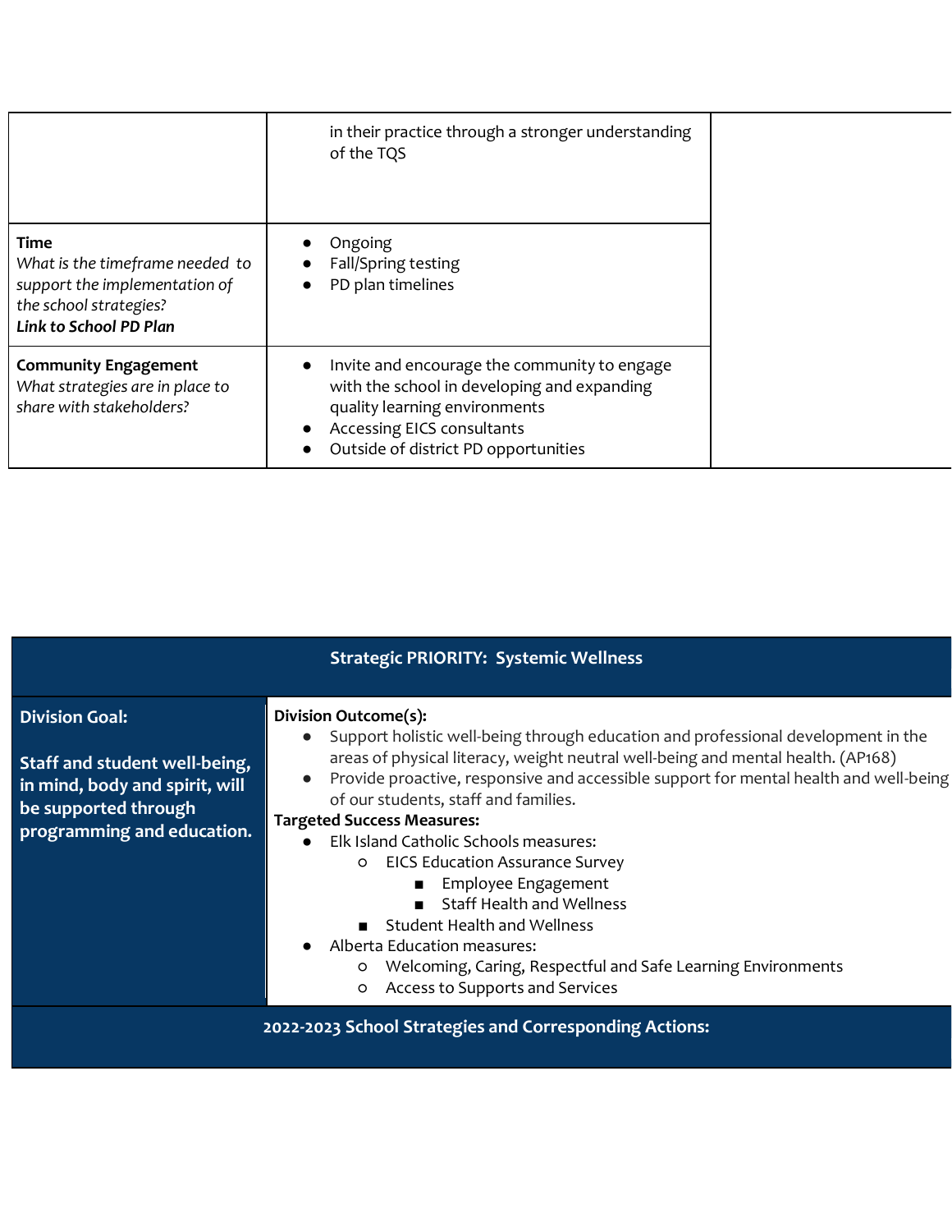| | | |
|---|---|---|
| | in their practice through a stronger understanding of the TQS | |
| **Time**<br>*What is the timeframe needed to support the implementation of the school strategies?*<br>***Link to School PD Plan*** | • Ongoing<br>• Fall/Spring testing<br>• PD plan timelines | |
| **Community Engagement**<br>*What strategies are in place to share with stakeholders?* | • Invite and encourage the community to engage with the school in developing and expanding quality learning environments<br>• Accessing EICS consultants<br>• Outside of district PD opportunities | |

| **Strategic PRIORITY: Systemic Wellness** | |
|---|---|
| **Division Goal:**<br><br>**Staff and student well-being, in mind, body and spirit, will be supported through programming and education.** | **Division Outcome(s):**<br>• Support holistic well-being through education and professional development in the areas of physical literacy, weight neutral well-being and mental health. (AP168)<br>• Provide proactive, responsive and accessible support for mental health and well-being of our students, staff and families.<br>**Targeted Success Measures:**<br>• Elk Island Catholic Schools measures:<br>  ○ EICS Education Assurance Survey<br>    ■ Employee Engagement<br>    ■ Staff Health and Wellness<br>  ■ Student Health and Wellness<br>• Alberta Education measures:<br>  ○ Welcoming, Caring, Respectful and Safe Learning Environments<br>  ○ Access to Supports and Services |
| **2022-2023 School Strategies and Corresponding Actions:** | |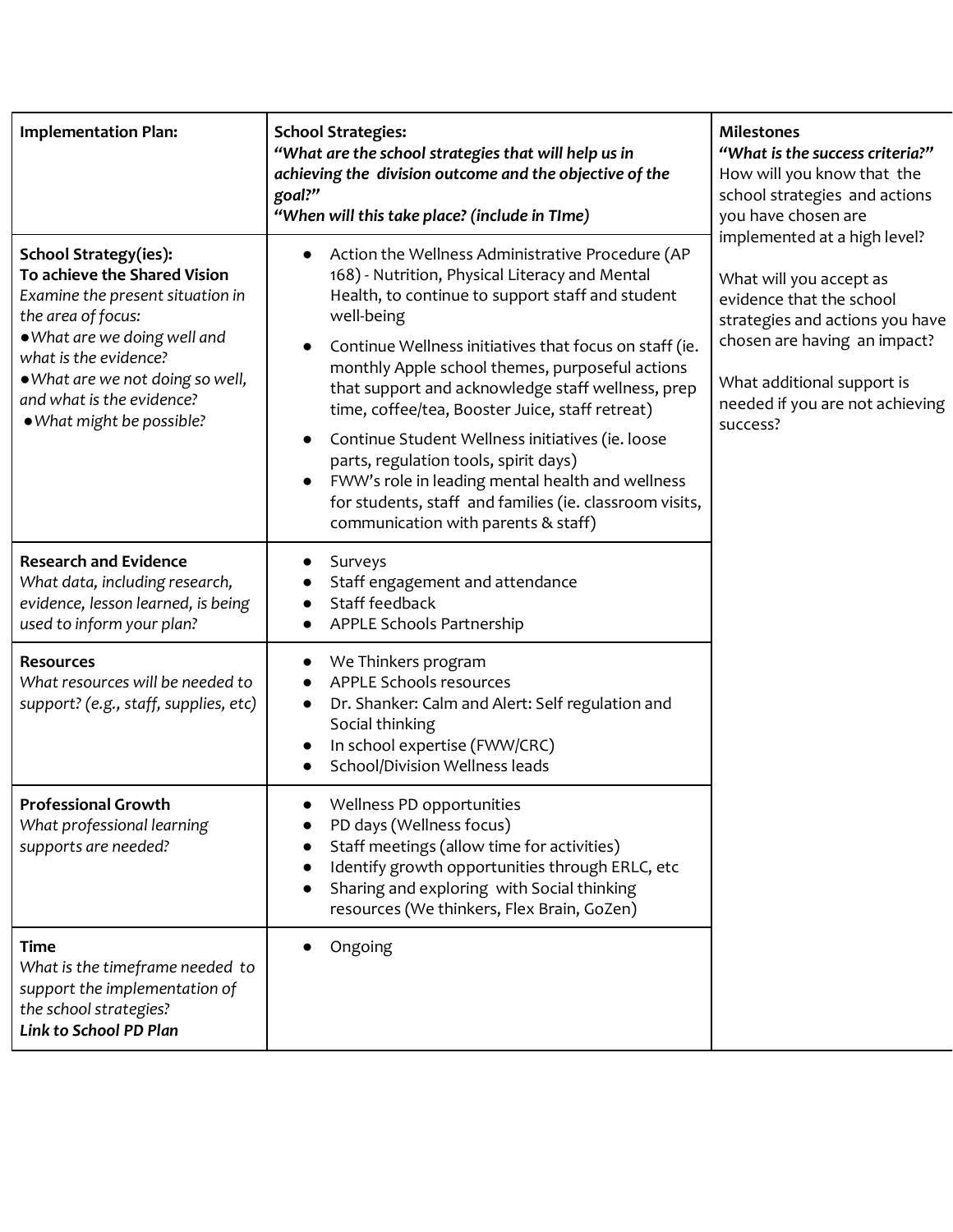| **Implementation Plan:** | **School Strategies:** ***"What are the school strategies that will help us in achieving the division outcome and the objective of the goal?"*** ***"When will this take place? (include in TIme)*** | **Milestones** ***"What is the success criteria?"*** How will you know that the school strategies and actions you have chosen are implemented at a high level?<br><br>What will you accept as evidence that the school strategies and actions you have chosen are having an impact?<br><br>What additional support is needed if you are not achieving success? |
|---|---|---|
| **School Strategy(ies):** **To achieve the Shared Vision** *Examine the present situation in the area of focus:*<br>● *What are we doing well and what is the evidence?*<br>● *What are we not doing so well, and what is the evidence?*<br>● *What might be possible?* | ● Action the Wellness Administrative Procedure (AP 168) - Nutrition, Physical Literacy and Mental Health, to continue to support staff and student well-being<br>● Continue Wellness initiatives that focus on staff (ie. monthly Apple school themes, purposeful actions that support and acknowledge staff wellness, prep time, coffee/tea, Booster Juice, staff retreat)<br>● Continue Student Wellness initiatives (ie. loose parts, regulation tools, spirit days)<br>● FWW's role in leading mental health and wellness for students, staff and families (ie. classroom visits, communication with parents & staff) | |
| **Research and Evidence** *What data, including research, evidence, lesson learned, is being used to inform your plan?* | ● Surveys<br>● Staff engagement and attendance<br>● Staff feedback<br>● APPLE Schools Partnership | |
| **Resources** *What resources will be needed to support? (e.g., staff, supplies, etc)* | ● We Thinkers program<br>● APPLE Schools resources<br>● Dr. Shanker: Calm and Alert: Self regulation and Social thinking<br>● In school expertise (FWW/CRC)<br>● School/Division Wellness leads | |
| **Professional Growth** *What professional learning supports are needed?* | ● Wellness PD opportunities<br>● PD days (Wellness focus)<br>● Staff meetings (allow time for activities)<br>● Identify growth opportunities through ERLC, etc<br>● Sharing and exploring with Social thinking resources (We thinkers, Flex Brain, GoZen) | |
| **Time** *What is the timeframe needed to support the implementation of the school strategies?* ***Link to School PD Plan*** | ● Ongoing | |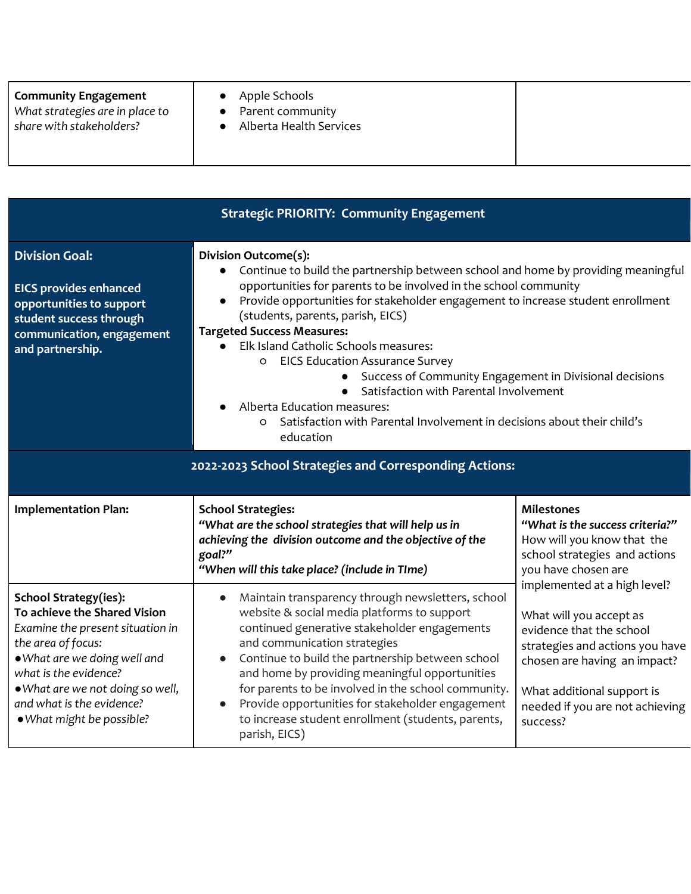| **Community Engagement**<br>*What strategies are in place to share with stakeholders?* | ● Apple Schools<br>● Parent community<br>● Alberta Health Services | |
|---|---|---|

| **Strategic PRIORITY: Community Engagement** | | |
|---|---|---|
| **Division Goal:**<br><br>**EICS provides enhanced opportunities to support student success through communication, engagement and partnership.** | **Division Outcome(s):**<br>● Continue to build the partnership between school and home by providing meaningful opportunities for parents to be involved in the school community<br>● Provide opportunities for stakeholder engagement to increase student enrollment (students, parents, parish, EICS)<br>**Targeted Success Measures:**<br>● Elk Island Catholic Schools measures:<br>○ EICS Education Assurance Survey<br>● Success of Community Engagement in Divisional decisions<br>● Satisfaction with Parental Involvement<br>● Alberta Education measures:<br>○ Satisfaction with Parental Involvement in decisions about their child's education | |
| **2022-2023 School Strategies and Corresponding Actions:** | | |
| **Implementation Plan:** | **School Strategies:**<br>***"What are the school strategies that will help us in achieving the division outcome and the objective of the goal?"***<br>***"When will this take place? (include in TIme)*** | **Milestones**<br>***"What is the success criteria?"***<br>How will you know that the school strategies and actions you have chosen are implemented at a high level?<br><br>What will you accept as evidence that the school strategies and actions you have chosen are having an impact?<br><br>What additional support is needed if you are not achieving success? |
| **School Strategy(ies):**<br>**To achieve the Shared Vision**<br>*Examine the present situation in the area of focus:*<br>● *What are we doing well and what is the evidence?*<br>● *What are we not doing so well, and what is the evidence?*<br>● *What might be possible?* | ● Maintain transparency through newsletters, school website & social media platforms to support continued generative stakeholder engagements and communication strategies<br>● Continue to build the partnership between school and home by providing meaningful opportunities for parents to be involved in the school community.<br>● Provide opportunities for stakeholder engagement to increase student enrollment (students, parents, parish, EICS) | |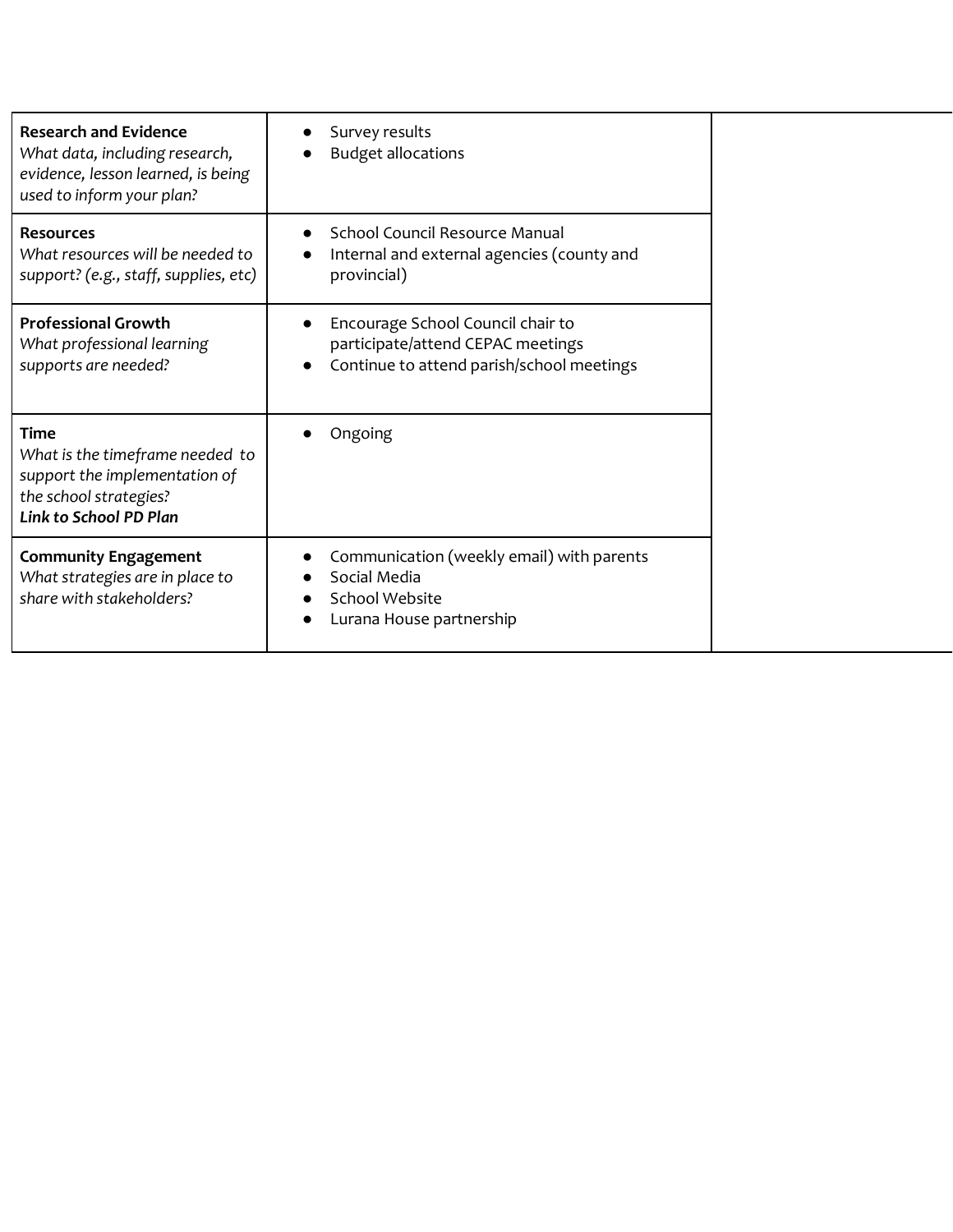| | | |
|---|---|---|
| **Research and Evidence**<br>*What data, including research, evidence, lesson learned, is being used to inform your plan?* | ● Survey results<br>● Budget allocations | |
| **Resources**<br>*What resources will be needed to support? (e.g., staff, supplies, etc)* | ● School Council Resource Manual<br>● Internal and external agencies (county and provincial) | |
| **Professional Growth**<br>*What professional learning supports are needed?* | ● Encourage School Council chair to participate/attend CEPAC meetings<br>● Continue to attend parish/school meetings | |
| **Time**<br>*What is the timeframe needed to support the implementation of the school strategies?*<br>***Link to School PD Plan*** | ● Ongoing | |
| **Community Engagement**<br>*What strategies are in place to share with stakeholders?* | ● Communication (weekly email) with parents<br>● Social Media<br>● School Website<br>● Lurana House partnership | |